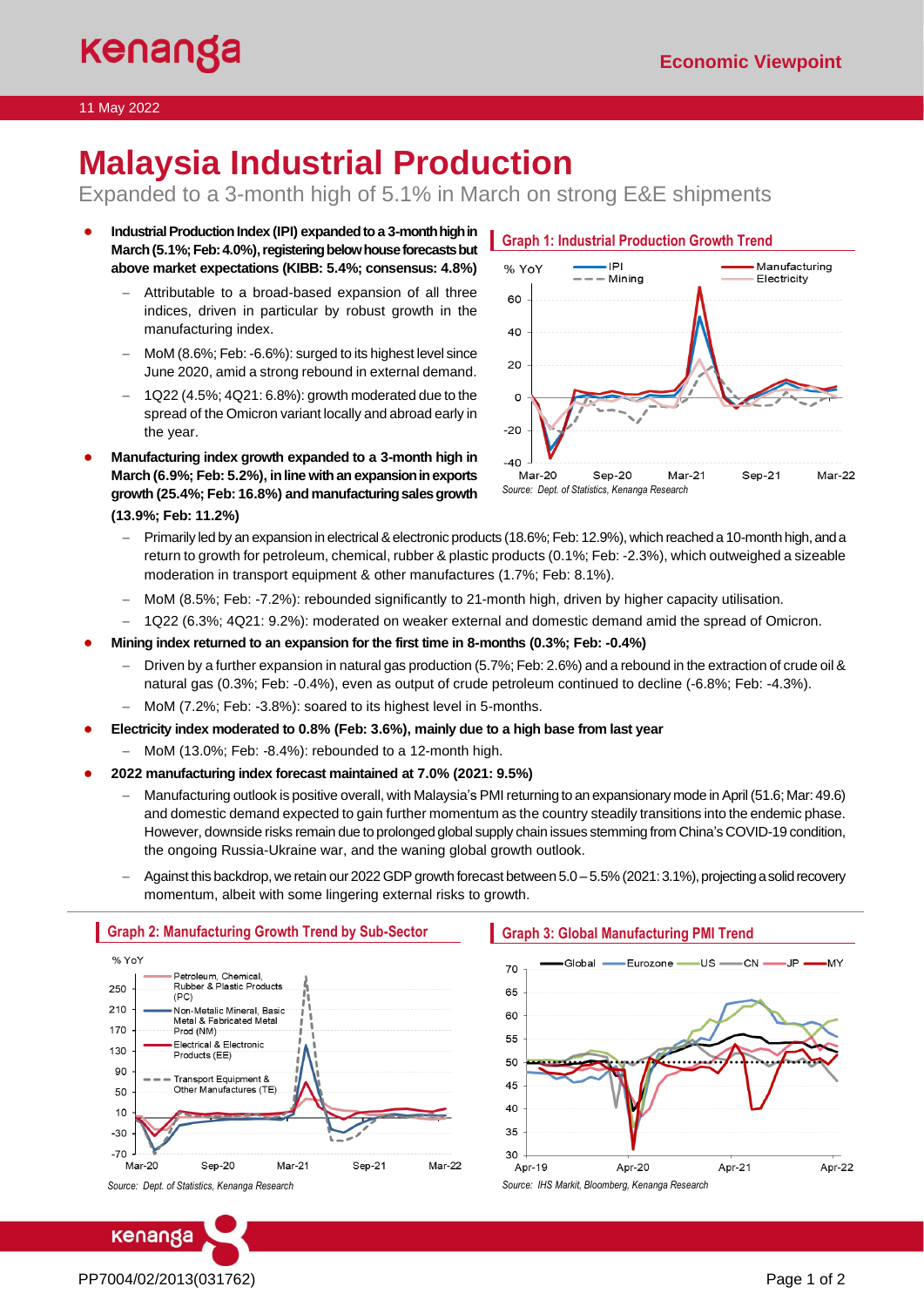Economic Viewpoint

11 May 2022

# Malaysia Industrial Production

## Expanded to a 3-month high of 5.1% in March on strong E&E shipments

- **Industrial Production Index (IPI) expanded to a 3-month high in March (5.1%; Feb: 4.0%), registering below house forecasts but above market expectations (KIBB: 5.4%; consensus: 4.8%)**
  - Attributable to a broad-based expansion of all three indices, driven in particular by robust growth in the manufacturing index.
  - MoM (8.6%; Feb: -6.6%): surged to its highest level since June 2020, amid a strong rebound in external demand.
  - 1Q22 (4.5%; 4Q21: 6.8%): growth moderated due to the spread of the Omicron variant locally and abroad early in the year.

**Graph 1: Industrial Production Growth Trend**

*Source: Dept. of Statistics, Kenanga Research*

- **Manufacturing index growth expanded to a 3-month high in March (6.9%; Feb: 5.2%), in line with an expansion in exports growth (25.4%; Feb: 16.8%) and manufacturing sales growth (13.9%; Feb: 11.2%)**
  - Primarily led by an expansion in electrical & electronic products (18.6%; Feb: 12.9%), which reached a 10-month high, and a return to growth for petroleum, chemical, rubber & plastic products (0.1%; Feb: -2.3%), which outweighed a sizeable moderation in transport equipment & other manufactures (1.7%; Feb: 8.1%).
  - MoM (8.5%; Feb: -7.2%): rebounded significantly to 21-month high, driven by higher capacity utilisation.
  - 1Q22 (6.3%; 4Q21: 9.2%): moderated on weaker external and domestic demand amid the spread of Omicron.
- **Mining index returned to an expansion for the first time in 8-months (0.3%; Feb: -0.4%)**
  - Driven by a further expansion in natural gas production (5.7%; Feb: 2.6%) and a rebound in the extraction of crude oil & natural gas (0.3%; Feb: -0.4%), even as output of crude petroleum continued to decline (-6.8%; Feb: -4.3%).
  - MoM (7.2%; Feb: -3.8%): soared to its highest level in 5-months.
- **Electricity index moderated to 0.8% (Feb: 3.6%), mainly due to a high base from last year**
  - MoM (13.0%; Feb: -8.4%): rebounded to a 12-month high.
- **2022 manufacturing index forecast maintained at 7.0% (2021: 9.5%)**
  - Manufacturing outlook is positive overall, with Malaysia's PMI returning to an expansionary mode in April (51.6; Mar: 49.6) and domestic demand expected to gain further momentum as the country steadily transitions into the endemic phase. However, downside risks remain due to prolonged global supply chain issues stemming from China's COVID-19 condition, the ongoing Russia-Ukraine war, and the waning global growth outlook.
  - Against this backdrop, we retain our 2022 GDP growth forecast between 5.0 – 5.5% (2021: 3.1%), projecting a solid recovery momentum, albeit with some lingering external risks to growth.

**Graph 2: Manufacturing Growth Trend by Sub-Sector**

*Source: Dept. of Statistics, Kenanga Research*

**Graph 3: Global Manufacturing PMI Trend**

*Source: IHS Markit, Bloomberg, Kenanga Research*

PP7004/02/2013(031762)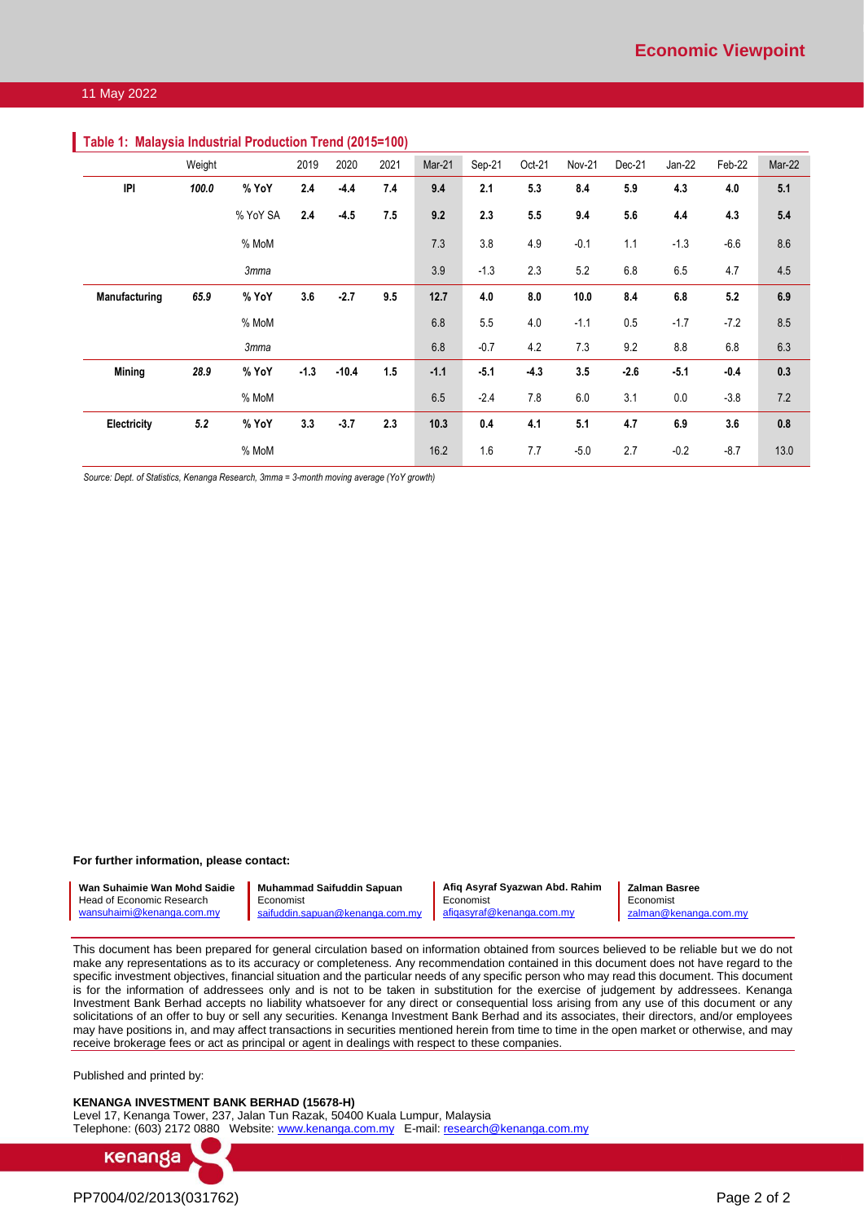### Table 1: Malaysia Industrial Production Trend (2015=100)

| | Weight | | 2019 | 2020 | 2021 | Mar-21 | Sep-21 | Oct-21 | Nov-21 | Dec-21 | Jan-22 | Feb-22 | Mar-22 |
|---|---|---|---|---|---|---|---|---|---|---|---|---|---|
| **IPI** | ***100.0*** | **% YoY** | **2.4** | **-4.4** | **7.4** | **9.4** | **2.1** | **5.3** | **8.4** | **5.9** | **4.3** | **4.0** | **5.1** |
| | | % YoY SA | **2.4** | **-4.5** | **7.5** | **9.2** | **2.3** | **5.5** | **9.4** | **5.6** | **4.4** | **4.3** | **5.4** |
| | | % MoM | | | | 7.3 | 3.8 | 4.9 | -0.1 | 1.1 | -1.3 | -6.6 | 8.6 |
| | | *3mma* | | | | 3.9 | -1.3 | 2.3 | 5.2 | 6.8 | 6.5 | 4.7 | 4.5 |
| **Manufacturing** | ***65.9*** | **% YoY** | **3.6** | **-2.7** | **9.5** | **12.7** | **4.0** | **8.0** | **10.0** | **8.4** | **6.8** | **5.2** | **6.9** |
| | | % MoM | | | | 6.8 | 5.5 | 4.0 | -1.1 | 0.5 | -1.7 | -7.2 | 8.5 |
| | | *3mma* | | | | 6.8 | -0.7 | 4.2 | 7.3 | 9.2 | 8.8 | 6.8 | 6.3 |
| **Mining** | ***28.9*** | **% YoY** | **-1.3** | **-10.4** | **1.5** | **-1.1** | **-5.1** | **-4.3** | **3.5** | **-2.6** | **-5.1** | **-0.4** | **0.3** |
| | | % MoM | | | | 6.5 | -2.4 | 7.8 | 6.0 | 3.1 | 0.0 | -3.8 | 7.2 |
| **Electricity** | ***5.2*** | **% YoY** | **3.3** | **-3.7** | **2.3** | **10.3** | **0.4** | **4.1** | **5.1** | **4.7** | **6.9** | **3.6** | **0.8** |
| | | % MoM | | | | 16.2 | 1.6 | 7.7 | -5.0 | 2.7 | -0.2 | -8.7 | 13.0 |

*Source: Dept. of Statistics, Kenanga Research, 3mma = 3-month moving average (YoY growth)*

**For further information, please contact:**

**Wan Suhaimie Wan Mohd Saidie**
Head of Economic Research
wansuhaimi@kenanga.com.my

**Muhammad Saifuddin Sapuan**
Economist
saifuddin.sapuan@kenanga.com.my

**Afiq Asyraf Syazwan Abd. Rahim**
Economist
afiqasyraf@kenanga.com.my

**Zalman Basree**
Economist
zalman@kenanga.com.my

This document has been prepared for general circulation based on information obtained from sources believed to be reliable but we do not make any representations as to its accuracy or completeness. Any recommendation contained in this document does not have regard to the specific investment objectives, financial situation and the particular needs of any specific person who may read this document. This document is for the information of addressees only and is not to be taken in substitution for the exercise of judgement by addressees. Kenanga Investment Bank Berhad accepts no liability whatsoever for any direct or consequential loss arising from any use of this document or any solicitations of an offer to buy or sell any securities. Kenanga Investment Bank Berhad and its associates, their directors, and/or employees may have positions in, and may affect transactions in securities mentioned herein from time to time in the open market or otherwise, and may receive brokerage fees or act as principal or agent in dealings with respect to these companies.

Published and printed by:

**KENANGA INVESTMENT BANK BERHAD (15678-H)**
Level 17, Kenanga Tower, 237, Jalan Tun Razak, 50400 Kuala Lumpur, Malaysia
Telephone: (603) 2172 0880 Website: www.kenanga.com.my E-mail: research@kenanga.com.my

PP7004/02/2013(031762)